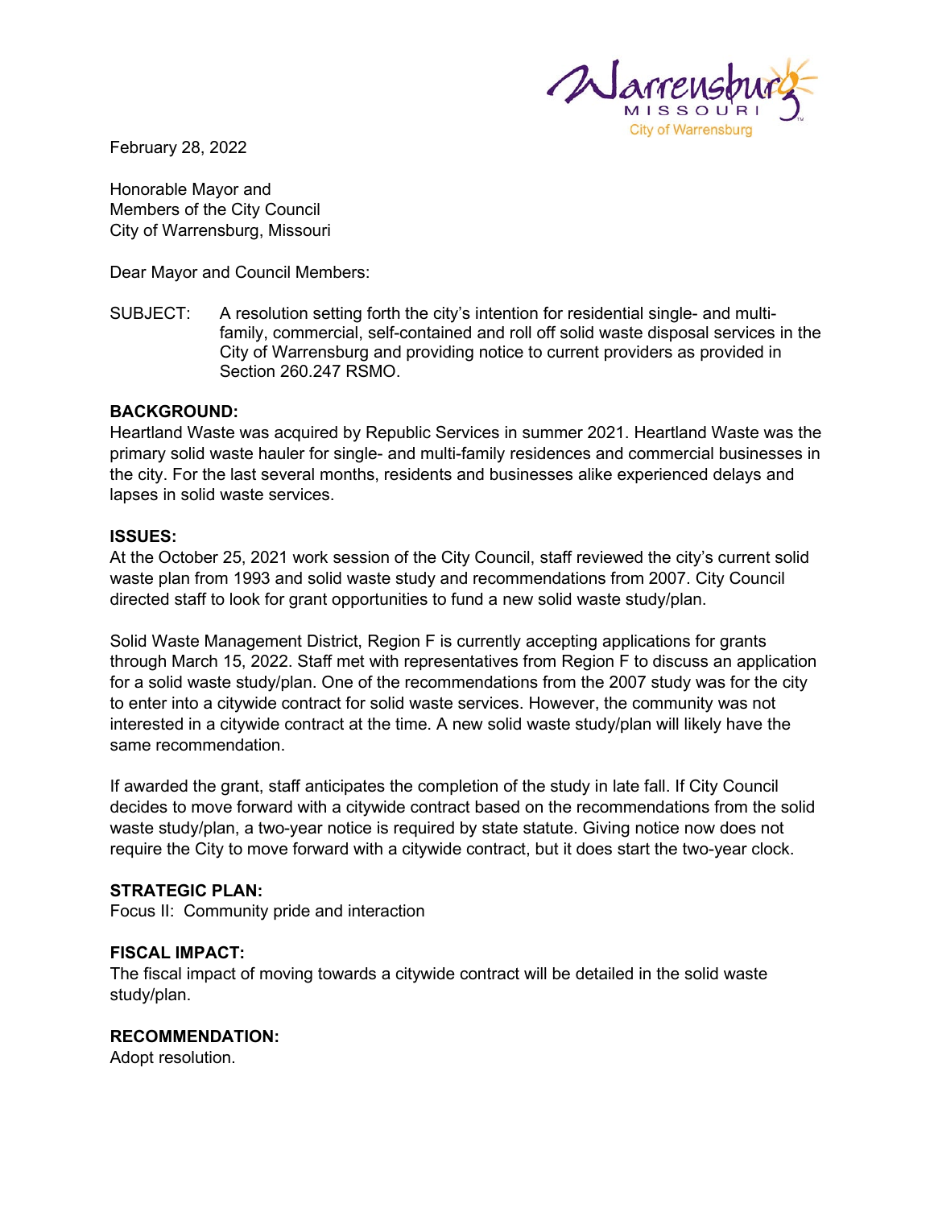Warrensburg MISSOURI City of Warrensburg

February 28, 2022

Honorable Mayor and
Members of the City Council
City of Warrensburg, Missouri

Dear Mayor and Council Members:

SUBJECT: A resolution setting forth the city's intention for residential single- and multi-family, commercial, self-contained and roll off solid waste disposal services in the City of Warrensburg and providing notice to current providers as provided in Section 260.247 RSMO.

**BACKGROUND:**
Heartland Waste was acquired by Republic Services in summer 2021. Heartland Waste was the primary solid waste hauler for single- and multi-family residences and commercial businesses in the city. For the last several months, residents and businesses alike experienced delays and lapses in solid waste services.

**ISSUES:**
At the October 25, 2021 work session of the City Council, staff reviewed the city's current solid waste plan from 1993 and solid waste study and recommendations from 2007. City Council directed staff to look for grant opportunities to fund a new solid waste study/plan.

Solid Waste Management District, Region F is currently accepting applications for grants through March 15, 2022. Staff met with representatives from Region F to discuss an application for a solid waste study/plan. One of the recommendations from the 2007 study was for the city to enter into a citywide contract for solid waste services. However, the community was not interested in a citywide contract at the time. A new solid waste study/plan will likely have the same recommendation.

If awarded the grant, staff anticipates the completion of the study in late fall. If City Council decides to move forward with a citywide contract based on the recommendations from the solid waste study/plan, a two-year notice is required by state statute. Giving notice now does not require the City to move forward with a citywide contract, but it does start the two-year clock.

**STRATEGIC PLAN:**
Focus II: Community pride and interaction

**FISCAL IMPACT:**
The fiscal impact of moving towards a citywide contract will be detailed in the solid waste study/plan.

**RECOMMENDATION:**
Adopt resolution.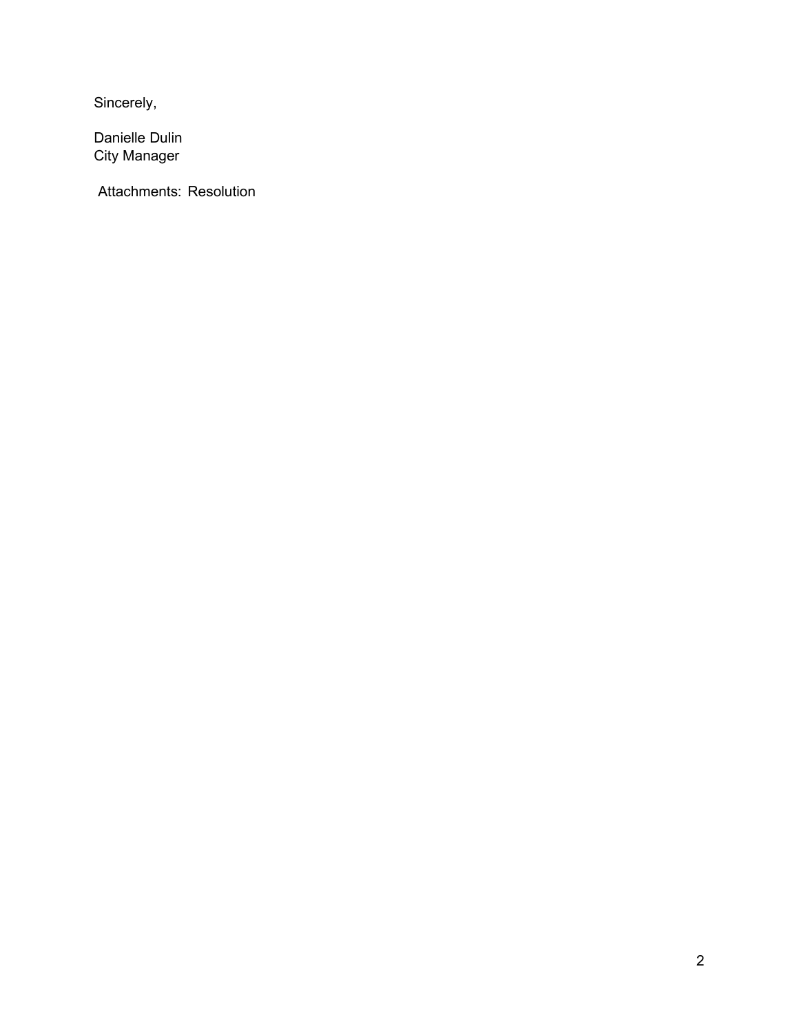Sincerely,

Danielle Dulin
City Manager

Attachments: Resolution